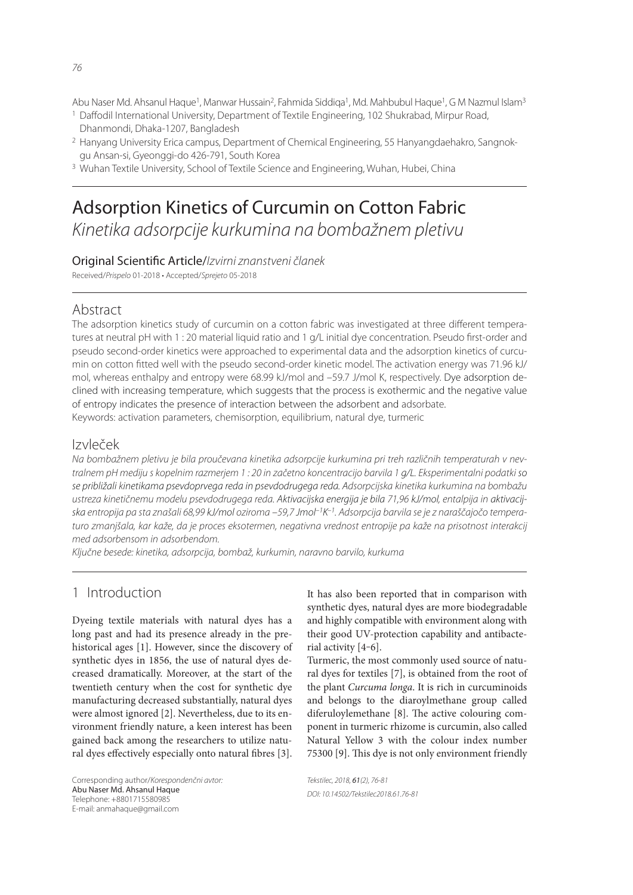Abu Naser Md. Ahsanul Haque[1], Manwar Hussain[2], Fahmida Siddiqa[1], Md. Mahbubul Haque[1], G M Nazmul Islam[3]

[1] Daffodil International University, Department of Textile Engineering, 102 Shukrabad, Mirpur Road, Dhanmondi, Dhaka-1207, Bangladesh

[2] Hanyang University Erica campus, Department of Chemical Engineering, 55 Hanyangdaehakro, Sangnok-gu Ansan-si, Gyeonggi-do 426-791, South Korea

[3] Wuhan Textile University, School of Textile Science and Engineering, Wuhan, Hubei, China

# Adsorption Kinetics of Curcumin on Cotton Fabric

*Kinetika adsorpcije kurkumina na bombažnem pletivu*

Original Scientific Article/*Izvirni znanstveni članek*

Received/*Prispelo* 01-2018 • Accepted/*Sprejeto* 05-2018

## Abstract

The adsorption kinetics study of curcumin on a cotton fabric was investigated at three different temperatures at neutral pH with 1 : 20 material liquid ratio and 1 g/L initial dye concentration. Pseudo first-order and pseudo second-order kinetics were approached to experimental data and the adsorption kinetics of curcumin on cotton fitted well with the pseudo second-order kinetic model. The activation energy was 71.96 kJ/mol, whereas enthalpy and entropy were 68.99 kJ/mol and –59.7 J/mol K, respectively. Dye adsorption declined with increasing temperature, which suggests that the process is exothermic and the negative value of entropy indicates the presence of interaction between the adsorbent and adsorbate.

Keywords: activation parameters, chemisorption, equilibrium, natural dye, turmeric

## Izvleček

*Na bombažnem pletivu je bila proučevana kinetika adsorpcije kurkumina pri treh različnih temperaturah v nevtralnem pH mediju s kopelnim razmerjem 1 : 20 in začetno koncentracijo barvila 1 g/L. Eksperimentalni podatki so se približali kinetikama psevdoprvega reda in psevdodrugega reda. Adsorpcijska kinetika kurkumina na bombažu ustreza kinetičnemu modelu psevdodrugega reda. Aktivacijska energija je bila 71,96 kJ/mol, entalpija in aktivacijska entropija pa sta znašali 68,99 kJ/mol oziroma –59,7 Jmol$^{-1}$K$^{-1}$. Adsorpcija barvila se je z naraščajočo temperaturo zmanjšala, kar kaže, da je proces eksotermen, negativna vrednost entropije pa kaže na prisotnost interakcij med adsorbensom in adsorbendom.*

*Ključne besede: kinetika, adsorpcija, bombaž, kurkumin, naravno barvilo, kurkuma*

## 1 Introduction

Dyeing textile materials with natural dyes has a long past and had its presence already in the prehistorical ages [1]. However, since the discovery of synthetic dyes in 1856, the use of natural dyes decreased dramatically. Moreover, at the start of the twentieth century when the cost for synthetic dye manufacturing decreased substantially, natural dyes were almost ignored [2]. Nevertheless, due to its environment friendly nature, a keen interest has been gained back among the researchers to utilize natural dyes effectively especially onto natural fibres [3]. It has also been reported that in comparison with synthetic dyes, natural dyes are more biodegradable and highly compatible with environment along with their good UV-protection capability and antibacterial activity [4–6].

Turmeric, the most commonly used source of natural dyes for textiles [7], is obtained from the root of the plant *Curcuma longa*. It is rich in curcuminoids and belongs to the diaroylmethane group called diferuloylemethane [8]. The active colouring component in turmeric rhizome is curcumin, also called Natural Yellow 3 with the colour index number 75300 [9]. This dye is not only environment friendly

Corresponding author/*Korespondenčni avtor:*
Abu Naser Md. Ahsanul Haque
Telephone: +8801715580985
E-mail: anmahaque@gmail.com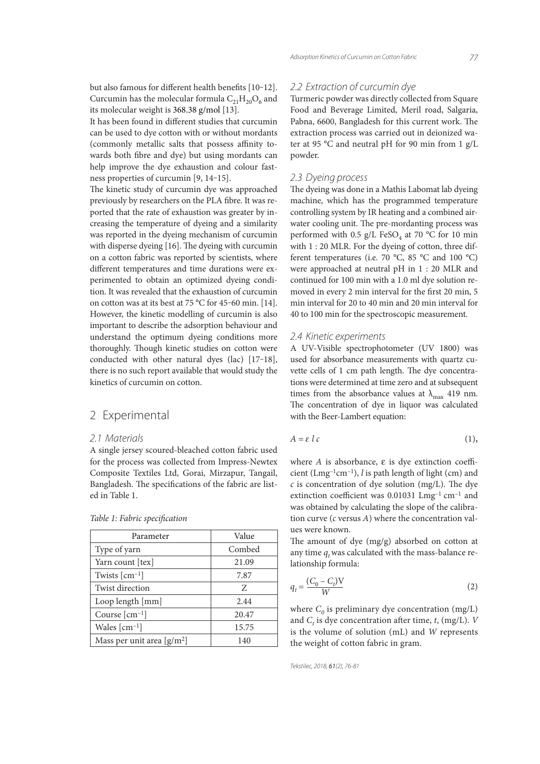but also famous for different health benefits [10–12]. Curcumin has the molecular formula $C_{21}H_{20}O_6$ and its molecular weight is 368.38 g/mol [13].

It has been found in different studies that curcumin can be used to dye cotton with or without mordants (commonly metallic salts that possess affinity towards both fibre and dye) but using mordants can help improve the dye exhaustion and colour fastness properties of curcumin [9, 14–15].

The kinetic study of curcumin dye was approached previously by researchers on the PLA fibre. It was reported that the rate of exhaustion was greater by increasing the temperature of dyeing and a similarity was reported in the dyeing mechanism of curcumin with disperse dyeing [16]. The dyeing with curcumin on a cotton fabric was reported by scientists, where different temperatures and time durations were experimented to obtain an optimized dyeing condition. It was revealed that the exhaustion of curcumin on cotton was at its best at 75 °C for 45–60 min. [14]. However, the kinetic modelling of curcumin is also important to describe the adsorption behaviour and understand the optimum dyeing conditions more thoroughly. Though kinetic studies on cotton were conducted with other natural dyes (lac) [17–18], there is no such report available that would study the kinetics of curcumin on cotton.

# 2 Experimental

## 2.1 Materials

A single jersey scoured-bleached cotton fabric used for the process was collected from Impress-Newtex Composite Textiles Ltd, Gorai, Mirzapur, Tangail, Bangladesh. The specifications of the fabric are listed in Table 1.

*Table 1: Fabric specification*

| Parameter | Value |
|---|---|
| Type of yarn | Combed |
| Yarn count [tex] | 21.09 |
| Twists [$cm^{-1}$] | 7.87 |
| Twist direction | Z |
| Loop length [mm] | 2.44 |
| Course [$cm^{-1}$] | 20.47 |
| Wales [$cm^{-1}$] | 15.75 |
| Mass per unit area [$g/m^2$] | 140 |

## 2.2 Extraction of curcumin dye

Turmeric powder was directly collected from Square Food and Beverage Limited, Meril road, Salgaria, Pabna, 6600, Bangladesh for this current work. The extraction process was carried out in deionized water at 95 °C and neutral pH for 90 min from 1 g/L powder.

## 2.3 Dyeing process

The dyeing was done in a Mathis Labomat lab dyeing machine, which has the programmed temperature controlling system by IR heating and a combined air-water cooling unit. The pre-mordanting process was performed with 0.5 g/L $FeSO_4$ at 70 °C for 10 min with 1 : 20 MLR. For the dyeing of cotton, three different temperatures (i.e. 70 °C, 85 °C and 100 °C) were approached at neutral pH in 1 : 20 MLR and continued for 100 min with a 1.0 ml dye solution removed in every 2 min interval for the first 20 min, 5 min interval for 20 to 40 min and 20 min interval for 40 to 100 min for the spectroscopic measurement.

## 2.4 Kinetic experiments

A UV-Visible spectrophotometer (UV 1800) was used for absorbance measurements with quartz cuvette cells of 1 cm path length. The dye concentrations were determined at time zero and at subsequent times from the absorbance values at $\lambda_{max}$ 419 nm. The concentration of dye in liquor was calculated with the Beer-Lambert equation:

$$A = \varepsilon \, l \, c \tag{1}$$

where $A$ is absorbance, ε is dye extinction coefficient ($Lmg^{-1}cm^{-1}$), $l$ is path length of light (cm) and $c$ is concentration of dye solution (mg/L). The dye extinction coefficient was 0.01031 $Lmg^{-1}$ $cm^{-1}$ and was obtained by calculating the slope of the calibration curve ($c$ versus $A$) where the concentration values were known.

The amount of dye (mg/g) absorbed on cotton at any time $q_t$ was calculated with the mass-balance relationship formula:

$$q_t = \frac{(C_0 - C_t)V}{W} \tag{2}$$

where $C_0$ is preliminary dye concentration (mg/L) and $C_t$ is dye concentration after time, $t$, (mg/L). $V$ is the volume of solution (mL) and $W$ represents the weight of cotton fabric in gram.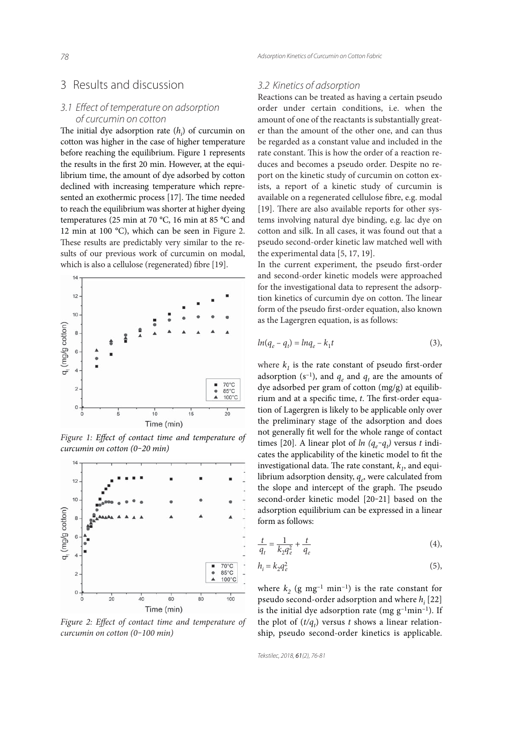# 3 Results and discussion

## 3.1 Effect of temperature on adsorption of curcumin on cotton

The initial dye adsorption rate ($h_i$) of curcumin on cotton was higher in the case of higher temperature before reaching the equilibrium. Figure 1 represents the results in the first 20 min. However, at the equilibrium time, the amount of dye adsorbed by cotton declined with increasing temperature which represented an exothermic process [17]. The time needed to reach the equilibrium was shorter at higher dyeing temperatures (25 min at 70 °C, 16 min at 85 °C and 12 min at 100 °C), which can be seen in Figure 2. These results are predictably very similar to the results of our previous work of curcumin on modal, which is also a cellulose (regenerated) fibre [19].

*Figure 1: Effect of contact time and temperature of curcumin on cotton (0–20 min)*

*Figure 2: Effect of contact time and temperature of curcumin on cotton (0–100 min)*

## 3.2 Kinetics of adsorption

Reactions can be treated as having a certain pseudo order under certain conditions, i.e. when the amount of one of the reactants is substantially greater than the amount of the other one, and can thus be regarded as a constant value and included in the rate constant. This is how the order of a reaction reduces and becomes a pseudo order. Despite no report on the kinetic study of curcumin on cotton exists, a report of a kinetic study of curcumin is available on a regenerated cellulose fibre, e.g. modal [19]. There are also available reports for other systems involving natural dye binding, e.g. lac dye on cotton and silk. In all cases, it was found out that a pseudo second-order kinetic law matched well with the experimental data [5, 17, 19].

In the current experiment, the pseudo first-order and second-order kinetic models were approached for the investigational data to represent the adsorption kinetics of curcumin dye on cotton. The linear form of the pseudo first-order equation, also known as the Lagergren equation, is as follows:

$$ln(q_e - q_t) = lnq_e - k_1 t \quad (3),$$

where $k_1$ is the rate constant of pseudo first-order adsorption ($s^{-1}$), and $q_e$ and $q_t$ are the amounts of dye adsorbed per gram of cotton (mg/g) at equilibrium and at a specific time, $t$. The first-order equation of Lagergren is likely to be applicable only over the preliminary stage of the adsorption and does not generally fit well for the whole range of contact times [20]. A linear plot of $ln\,(q_e - q_t)$ versus $t$ indicates the applicability of the kinetic model to fit the investigational data. The rate constant, $k_1$, and equilibrium adsorption density, $q_e$, were calculated from the slope and intercept of the graph. The pseudo second-order kinetic model [20–21] based on the adsorption equilibrium can be expressed in a linear form as follows:

$$\frac{t}{q_t} = \frac{1}{k_2 q_e^2} + \frac{t}{q_e} \quad (4),$$

$$h_i = k_2 q_e^2 \quad (5),$$

where $k_2$ (g $mg^{-1}$ $min^{-1}$) is the rate constant for pseudo second-order adsorption and where $h_i$ [22] is the initial dye adsorption rate (mg $g^{-1}min^{-1}$). If the plot of ($t/q_t$) versus $t$ shows a linear relationship, pseudo second-order kinetics is applicable.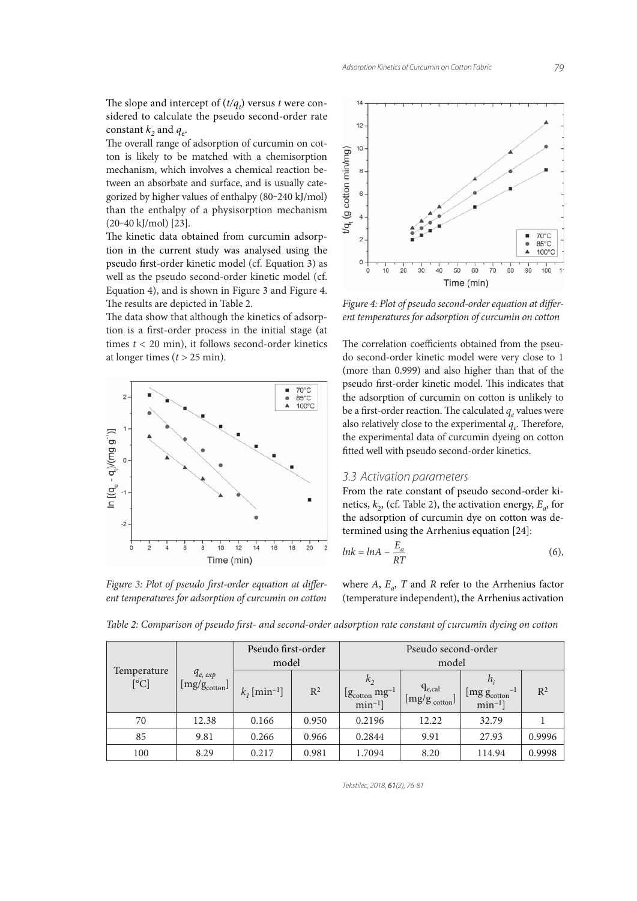The slope and intercept of $(t/q_t)$ versus $t$ were considered to calculate the pseudo second-order rate constant $k_2$ and $q_e$.

The overall range of adsorption of curcumin on cotton is likely to be matched with a chemisorption mechanism, which involves a chemical reaction between an absorbate and surface, and is usually categorized by higher values of enthalpy (80–240 kJ/mol) than the enthalpy of a physisorption mechanism (20–40 kJ/mol) [23].

The kinetic data obtained from curcumin adsorption in the current study was analysed using the pseudo first-order kinetic model (cf. Equation 3) as well as the pseudo second-order kinetic model (cf. Equation 4), and is shown in Figure 3 and Figure 4. The results are depicted in Table 2.

The data show that although the kinetics of adsorption is a first-order process in the initial stage (at times $t < 20$ min), it follows second-order kinetics at longer times ($t > 25$ min).

Figure 3: Plot of pseudo first-order equation at different temperatures for adsorption of curcumin on cotton

Figure 4: Plot of pseudo second-order equation at different temperatures for adsorption of curcumin on cotton

The correlation coefficients obtained from the pseudo second-order kinetic model were very close to 1 (more than 0.999) and also higher than that of the pseudo first-order kinetic model. This indicates that the adsorption of curcumin on cotton is unlikely to be a first-order reaction. The calculated $q_e$ values were also relatively close to the experimental $q_e$. Therefore, the experimental data of curcumin dyeing on cotton fitted well with pseudo second-order kinetics.

### 3.3 Activation parameters

From the rate constant of pseudo second-order kinetics, $k_2$, (cf. Table 2), the activation energy, $E_a$, for the adsorption of curcumin dye on cotton was determined using the Arrhenius equation [24]:

$$lnk = lnA - \frac{E_a}{RT} \quad (6),$$

where $A$, $E_a$, $T$ and $R$ refer to the Arrhenius factor (temperature independent), the Arrhenius activation

Table 2: Comparison of pseudo first- and second-order adsorption rate constant of curcumin dyeing on cotton

| Temperature [°C] | $q_{e,\,exp}$ [mg/g$_{cotton}$] | Pseudo first-order model | | Pseudo second-order model | | | |
|---|---|---|---|---|---|---|---|
| | | $k_1$ [min$^{-1}$] | $R^2$ | $k_2$ [g$_{cotton}$ mg$^{-1}$ min$^{-1}$] | $q_{e,cal}$ [mg/g$_{cotton}$] | $h_i$ [mg g$_{cotton}^{-1}$ min$^{-1}$] | $R^2$ |
| 70 | 12.38 | 0.166 | 0.950 | 0.2196 | 12.22 | 32.79 | 1 |
| 85 | 9.81 | 0.266 | 0.966 | 0.2844 | 9.91 | 27.93 | 0.9996 |
| 100 | 8.29 | 0.217 | 0.981 | 1.7094 | 8.20 | 114.94 | 0.9998 |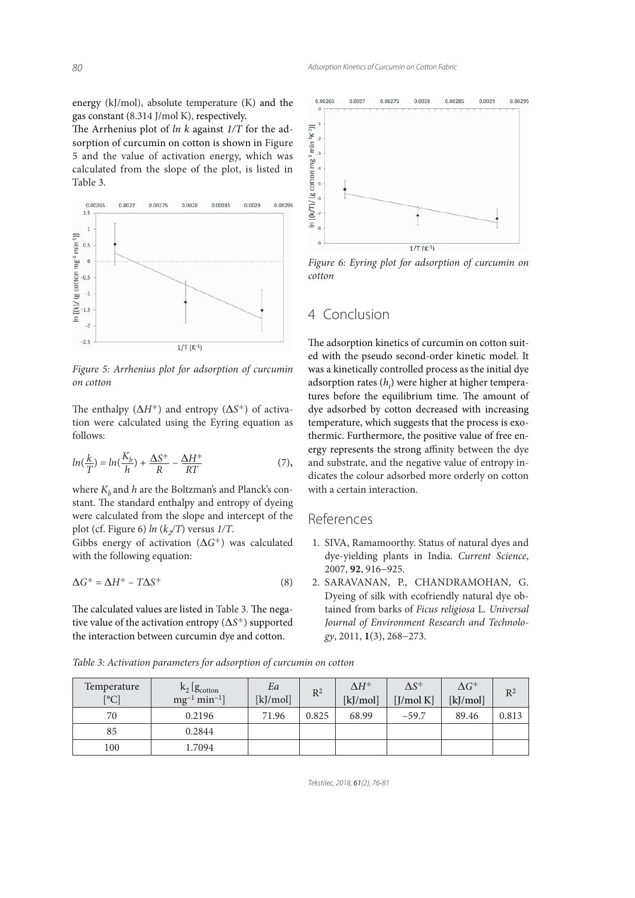energy (kJ/mol), absolute temperature (K) and the gas constant (8.314 J/mol K), respectively.

The Arrhenius plot of $ln\ k$ against $1/T$ for the adsorption of curcumin on cotton is shown in Figure 5 and the value of activation energy, which was calculated from the slope of the plot, is listed in Table 3.

*Figure 5: Arrhenius plot for adsorption of curcumin on cotton*

The enthalpy ($\Delta H^{\neq}$) and entropy ($\Delta S^{\neq}$) of activation were calculated using the Eyring equation as follows:

$$ln(\frac{k}{T}) = ln(\frac{K_b}{h}) + \frac{\Delta S^{\neq}}{R} - \frac{\Delta H^{\neq}}{RT} \quad (7),$$

where $K_b$ and $h$ are the Boltzman's and Planck's constant. The standard enthalpy and entropy of dyeing were calculated from the slope and intercept of the plot (cf. Figure 6) $ln\ (k_2/T)$ versus $1/T$.

Gibbs energy of activation ($\Delta G^{\neq}$) was calculated with the following equation:

$$\Delta G^{\neq} = \Delta H^{\neq} - T\Delta S^{\neq} \quad (8)$$

The calculated values are listed in Table 3. The negative value of the activation entropy ($\Delta S^{\neq}$) supported the interaction between curcumin dye and cotton.

*Figure 6: Eyring plot for adsorption of curcumin on cotton*

## 4 Conclusion

The adsorption kinetics of curcumin on cotton suited with the pseudo second-order kinetic model. It was a kinetically controlled process as the initial dye adsorption rates ($h_i$) were higher at higher temperatures before the equilibrium time. The amount of dye adsorbed by cotton decreased with increasing temperature, which suggests that the process is exothermic. Furthermore, the positive value of free energy represents the strong affinity between the dye and substrate, and the negative value of entropy indicates the colour adsorbed more orderly on cotton with a certain interaction.

## References

1. SIVA, Ramamoorthy. Status of natural dyes and dye-yielding plants in India. *Current Science*, 2007, **92**, 916–925.
2. SARAVANAN, P., CHANDRAMOHAN, G. Dyeing of silk with ecofriendly natural dye obtained from barks of *Ficus religiosa* L. *Universal Journal of Environment Research and Technology*, 2011, **1**(3), 268–273.

*Table 3: Activation parameters for adsorption of curcumin on cotton*

| Temperature [°C] | $k_2$ [$g_{cotton}$ $mg^{-1}$ $min^{-1}$] | *Ea* [kJ/mol] | $R^2$ | $\Delta H^{\neq}$ [kJ/mol] | $\Delta S^{\neq}$ [J/mol K] | $\Delta G^{\neq}$ [kJ/mol] | $R^2$ |
|---|---|---|---|---|---|---|---|
| 70 | 0.2196 | 71.96 | 0.825 | 68.99 | −59.7 | 89.46 | 0.813 |
| 85 | 0.2844 | | | | | | |
| 100 | 1.7094 | | | | | | |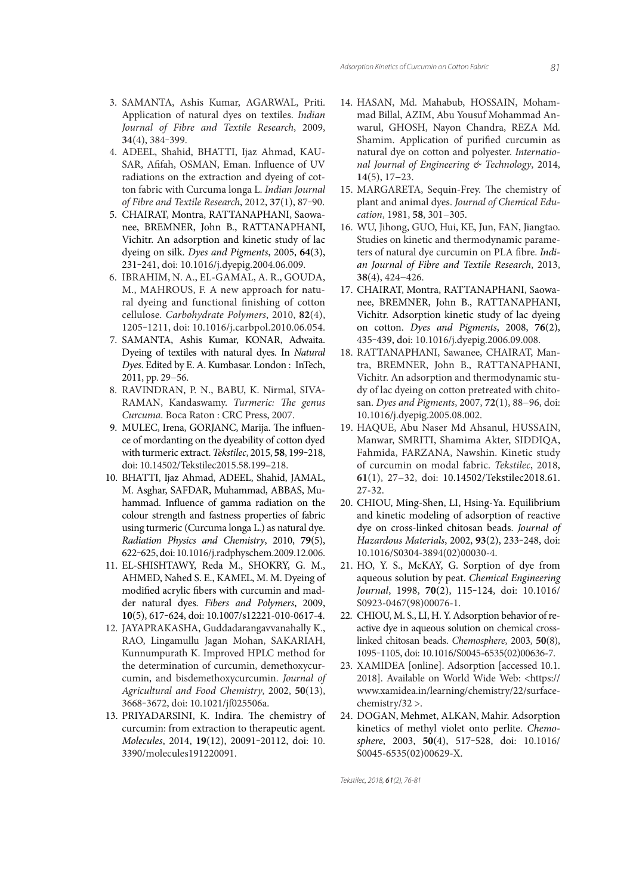3. SAMANTA, Ashis Kumar, AGARWAL, Priti. Application of natural dyes on textiles. *Indian Journal of Fibre and Textile Research*, 2009, **34**(4), 384‑399.
4. ADEEL, Shahid, BHATTI, Ijaz Ahmad, KAUSAR, Afifah, OSMAN, Eman. Influence of UV radiations on the extraction and dyeing of cotton fabric with Curcuma longa L. *Indian Journal of Fibre and Textile Research*, 2012, **37**(1), 87‑90.
5. CHAIRAT, Montra, RATTANAPHANI, Saowanee, BREMNER, John B., RATTANAPHANI, Vichitr. An adsorption and kinetic study of lac dyeing on silk. *Dyes and Pigments*, 2005, **64**(3), 231‑241, doi: 10.1016/j.dyepig.2004.06.009.
6. IBRAHIM, N. A., EL-GAMAL, A. R., GOUDA, M., MAHROUS, F. A new approach for natural dyeing and functional finishing of cotton cellulose. *Carbohydrate Polymers*, 2010, **82**(4), 1205‑1211, doi: 10.1016/j.carbpol.2010.06.054.
7. SAMANTA, Ashis Kumar, KONAR, Adwaita. Dyeing of textiles with natural dyes. In *Natural Dyes*. Edited by E. A. Kumbasar. London : InTech, 2011, pp. 29–56.
8. RAVINDRAN, P. N., BABU, K. Nirmal, SIVARAMAN, Kandaswamy. *Turmeric: The genus Curcuma*. Boca Raton : CRC Press, 2007.
9. MULEC, Irena, GORJANC, Marija. The influence of mordanting on the dyeability of cotton dyed with turmeric extract. *Tekstilec*, 2015, **58**, 199‑218, doi: 10.14502/Tekstilec2015.58.199–218.
10. BHATTI, Ijaz Ahmad, ADEEL, Shahid, JAMAL, M. Asghar, SAFDAR, Muhammad, ABBAS, Muhammad. Influence of gamma radiation on the colour strength and fastness properties of fabric using turmeric (Curcuma longa L.) as natural dye. *Radiation Physics and Chemistry*, 2010, **79**(5), 622‑625, doi: 10.1016/j.radphyschem.2009.12.006.
11. EL-SHISHTAWY, Reda M., SHOKRY, G. M., AHMED, Nahed S. E., KAMEL, M. M. Dyeing of modified acrylic fibers with curcumin and madder natural dyes. *Fibers and Polymers*, 2009, **10**(5), 617‑624, doi: 10.1007/s12221-010-0617-4.
12. JAYAPRAKASHA, Guddadarangavvanahally K., RAO, Lingamullu Jagan Mohan, SAKARIAH, Kunnumpurath K. Improved HPLC method for the determination of curcumin, demethoxycurcumin, and bisdemethoxycurcumin. *Journal of Agricultural and Food Chemistry*, 2002, **50**(13), 3668‑3672, doi: 10.1021/jf025506a.
13. PRIYADARSINI, K. Indira. The chemistry of curcumin: from extraction to therapeutic agent. *Molecules*, 2014, **19**(12), 20091‑20112, doi: 10. 3390/molecules191220091.
14. HASAN, Md. Mahabub, HOSSAIN, Mohammad Billal, AZIM, Abu Yousuf Mohammad Anwarul, GHOSH, Nayon Chandra, REZA Md. Shamim. Application of purified curcumin as natural dye on cotton and polyester. *International Journal of Engineering & Technology*, 2014, **14**(5), 17–23.
15. MARGARETA, Sequin-Frey. The chemistry of plant and animal dyes. *Journal of Chemical Education*, 1981, **58**, 301–305.
16. WU, Jihong, GUO, Hui, KE, Jun, FAN, Jiangtao. Studies on kinetic and thermodynamic parameters of natural dye curcumin on PLA fibre. *Indian Journal of Fibre and Textile Research*, 2013, **38**(4), 424–426.
17. CHAIRAT, Montra, RATTANAPHANI, Saowanee, BREMNER, John B., RATTANAPHANI, Vichitr. Adsorption kinetic study of lac dyeing on cotton. *Dyes and Pigments*, 2008, **76**(2), 435‑439, doi: 10.1016/j.dyepig.2006.09.008.
18. RATTANAPHANI, Sawanee, CHAIRAT, Mantra, BREMNER, John B., RATTANAPHANI, Vichitr. An adsorption and thermodynamic study of lac dyeing on cotton pretreated with chitosan. *Dyes and Pigments*, 2007, **72**(1), 88–96, doi: 10.1016/j.dyepig.2005.08.002.
19. HAQUE, Abu Naser Md Ahsanul, HUSSAIN, Manwar, SMRITI, Shamima Akter, SIDDIQA, Fahmida, FARZANA, Nawshin. Kinetic study of curcumin on modal fabric. *Tekstilec*, 2018, **61**(1), 27–32, doi: 10.14502/Tekstilec2018.61. 27-32.
20. CHIOU, Ming-Shen, LI, Hsing-Ya. Equilibrium and kinetic modeling of adsorption of reactive dye on cross-linked chitosan beads. *Journal of Hazardous Materials*, 2002, **93**(2), 233‑248, doi: 10.1016/S0304-3894(02)00030-4.
21. HO, Y. S., McKAY, G. Sorption of dye from aqueous solution by peat. *Chemical Engineering Journal*, 1998, **70**(2), 115‑124, doi: 10.1016/ S0923-0467(98)00076-1.
22. CHIOU, M. S., LI, H. Y. Adsorption behavior of reactive dye in aqueous solution on chemical cross-linked chitosan beads. *Chemosphere*, 2003, **50**(8), 1095‑1105, doi: 10.1016/S0045-6535(02)00636-7.
23. XAMIDEA [online]. Adsorption [accessed 10.1. 2018]. Available on World Wide Web: <https:// www.xamidea.in/learning/chemistry/22/surface-chemistry/32 >.
24. DOGAN, Mehmet, ALKAN, Mahir. Adsorption kinetics of methyl violet onto perlite. *Chemosphere*, 2003, **50**(4), 517‑528, doi: 10.1016/ S0045-6535(02)00629-X.